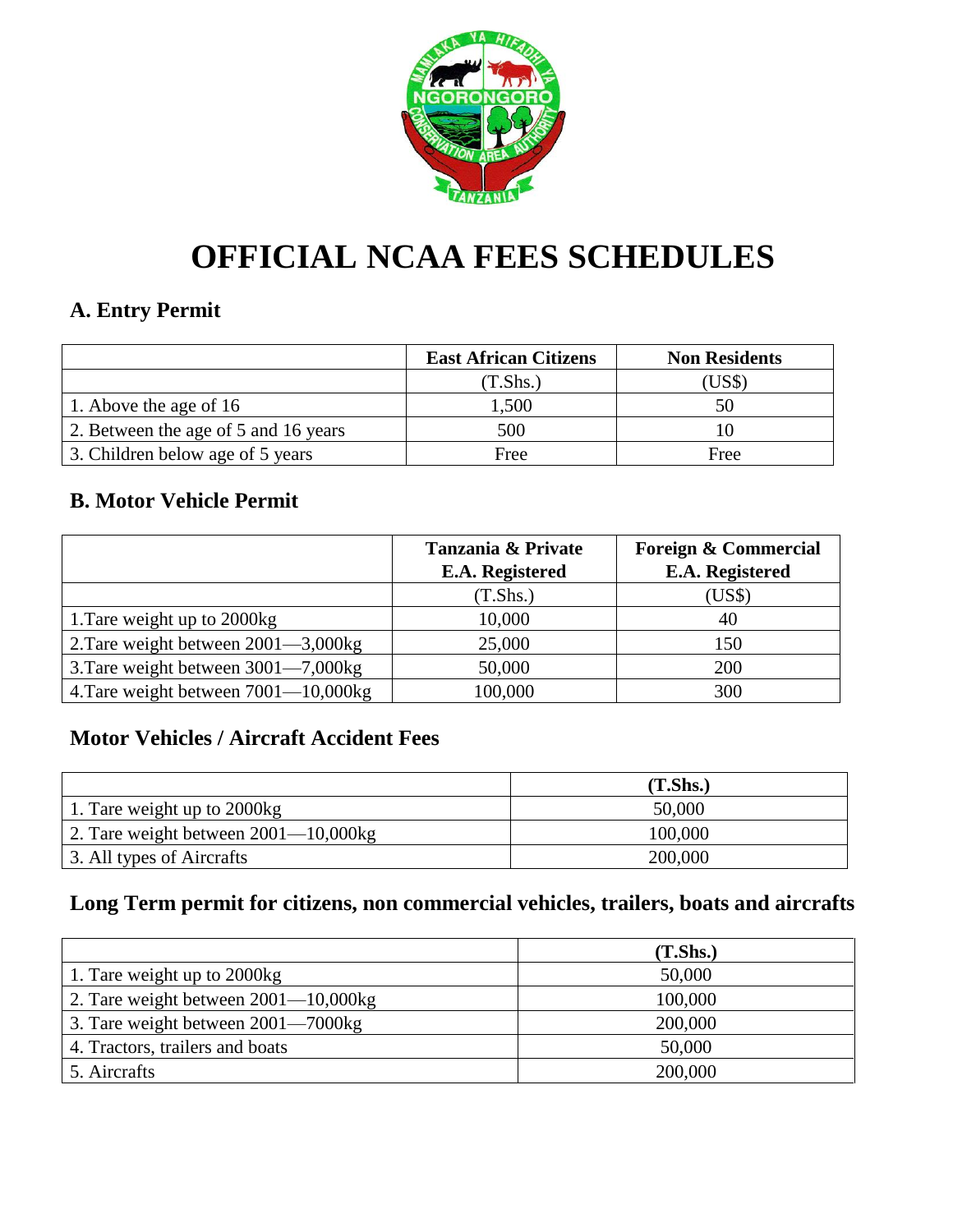# OFFICIAL NCAA FEES SCHEDULES

## A. Entry Permit

| | East African Citizens | Non Residents |
|---|---|---|
| | (T.Shs.) | (US$) |
| 1. Above the age of 16 | 1,500 | 50 |
| 2. Between the age of 5 and 16 years | 500 | 10 |
| 3. Children below age of 5 years | Free | Free |

## B. Motor Vehicle Permit

| | Tanzania & Private E.A. Registered | Foreign & Commercial E.A. Registered |
|---|---|---|
| | (T.Shs.) | (US$) |
| 1.Tare weight up to 2000kg | 10,000 | 40 |
| 2.Tare weight between 2001—3,000kg | 25,000 | 150 |
| 3.Tare weight between 3001—7,000kg | 50,000 | 200 |
| 4.Tare weight between 7001—10,000kg | 100,000 | 300 |

## Motor Vehicles / Aircraft Accident Fees

| | (T.Shs.) |
|---|---|
| 1. Tare weight up to 2000kg | 50,000 |
| 2. Tare weight between 2001—10,000kg | 100,000 |
| 3. All types of Aircrafts | 200,000 |

## Long Term permit for citizens, non commercial vehicles, trailers, boats and aircrafts

| | (T.Shs.) |
|---|---|
| 1. Tare weight up to 2000kg | 50,000 |
| 2. Tare weight between 2001—10,000kg | 100,000 |
| 3. Tare weight between 2001—7000kg | 200,000 |
| 4. Tractors, trailers and boats | 50,000 |
| 5. Aircrafts | 200,000 |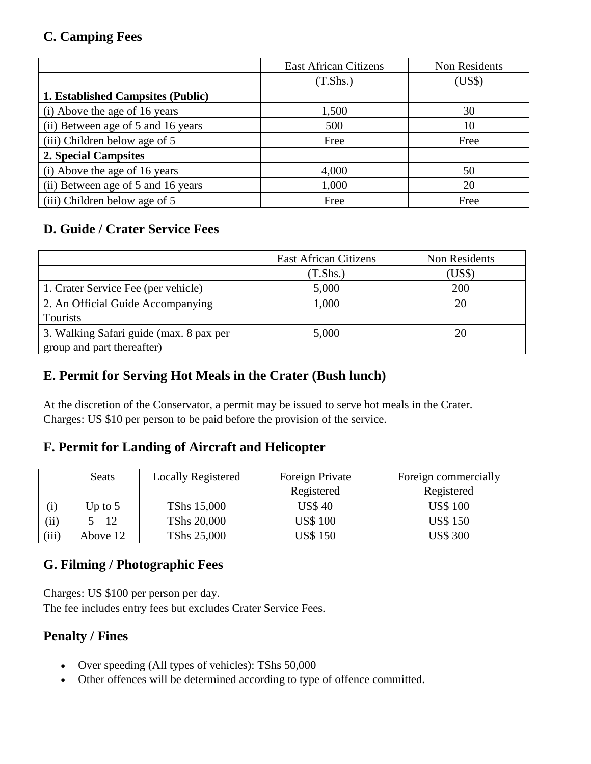## C. Camping Fees

| | East African Citizens | Non Residents |
|---|---|---|
| | (T.Shs.) | (US$) |
| **1. Established Campsites (Public)** | | |
| (i) Above the age of 16 years | 1,500 | 30 |
| (ii) Between age of 5 and 16 years | 500 | 10 |
| (iii) Children below age of 5 | Free | Free |
| **2. Special Campsites** | | |
| (i) Above the age of 16 years | 4,000 | 50 |
| (ii) Between age of 5 and 16 years | 1,000 | 20 |
| (iii) Children below age of 5 | Free | Free |

## D. Guide / Crater Service Fees

| | East African Citizens | Non Residents |
|---|---|---|
| | (T.Shs.) | (US$) |
| 1. Crater Service Fee (per vehicle) | 5,000 | 200 |
| 2. An Official Guide Accompanying Tourists | 1,000 | 20 |
| 3. Walking Safari guide (max. 8 pax per group and part thereafter) | 5,000 | 20 |

## E. Permit for Serving Hot Meals in the Crater (Bush lunch)

At the discretion of the Conservator, a permit may be issued to serve hot meals in the Crater.
Charges: US $10 per person to be paid before the provision of the service.

## F. Permit for Landing of Aircraft and Helicopter

| | Seats | Locally Registered | Foreign Private Registered | Foreign commercially Registered |
|---|---|---|---|---|
| (i) | Up to 5 | TShs 15,000 | US$ 40 | US$ 100 |
| (ii) | 5 – 12 | TShs 20,000 | US$ 100 | US$ 150 |
| (iii) | Above 12 | TShs 25,000 | US$ 150 | US$ 300 |

## G. Filming / Photographic Fees

Charges: US $100 per person per day.
The fee includes entry fees but excludes Crater Service Fees.

## Penalty / Fines

- Over speeding (All types of vehicles): TShs 50,000
- Other offences will be determined according to type of offence committed.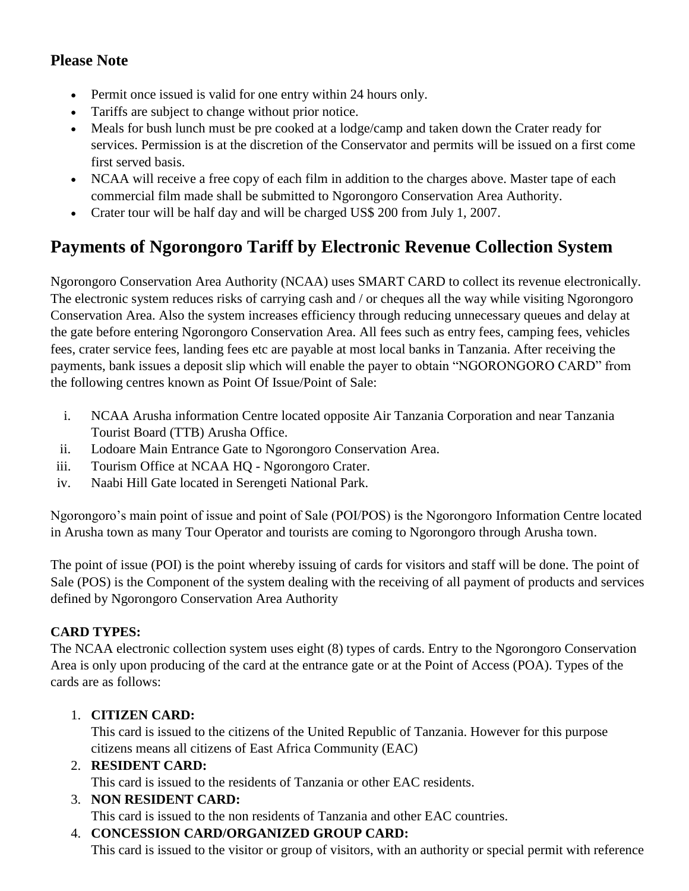### Please Note

- Permit once issued is valid for one entry within 24 hours only.
- Tariffs are subject to change without prior notice.
- Meals for bush lunch must be pre cooked at a lodge/camp and taken down the Crater ready for services. Permission is at the discretion of the Conservator and permits will be issued on a first come first served basis.
- NCAA will receive a free copy of each film in addition to the charges above. Master tape of each commercial film made shall be submitted to Ngorongoro Conservation Area Authority.
- Crater tour will be half day and will be charged US$ 200 from July 1, 2007.

## Payments of Ngorongoro Tariff by Electronic Revenue Collection System

Ngorongoro Conservation Area Authority (NCAA) uses SMART CARD to collect its revenue electronically. The electronic system reduces risks of carrying cash and / or cheques all the way while visiting Ngorongoro Conservation Area. Also the system increases efficiency through reducing unnecessary queues and delay at the gate before entering Ngorongoro Conservation Area. All fees such as entry fees, camping fees, vehicles fees, crater service fees, landing fees etc are payable at most local banks in Tanzania. After receiving the payments, bank issues a deposit slip which will enable the payer to obtain "NGORONGORO CARD" from the following centres known as Point Of Issue/Point of Sale:

i. NCAA Arusha information Centre located opposite Air Tanzania Corporation and near Tanzania Tourist Board (TTB) Arusha Office.
ii. Lodoare Main Entrance Gate to Ngorongoro Conservation Area.
iii. Tourism Office at NCAA HQ - Ngorongoro Crater.
iv. Naabi Hill Gate located in Serengeti National Park.

Ngorongoro's main point of issue and point of Sale (POI/POS) is the Ngorongoro Information Centre located in Arusha town as many Tour Operator and tourists are coming to Ngorongoro through Arusha town.

The point of issue (POI) is the point whereby issuing of cards for visitors and staff will be done. The point of Sale (POS) is the Component of the system dealing with the receiving of all payment of products and services defined by Ngorongoro Conservation Area Authority

**CARD TYPES:**
The NCAA electronic collection system uses eight (8) types of cards. Entry to the Ngorongoro Conservation Area is only upon producing of the card at the entrance gate or at the Point of Access (POA). Types of the cards are as follows:

1. **CITIZEN CARD:**
   This card is issued to the citizens of the United Republic of Tanzania. However for this purpose citizens means all citizens of East Africa Community (EAC)
2. **RESIDENT CARD:**
   This card is issued to the residents of Tanzania or other EAC residents.
3. **NON RESIDENT CARD:**
   This card is issued to the non residents of Tanzania and other EAC countries.
4. **CONCESSION CARD/ORGANIZED GROUP CARD:**
   This card is issued to the visitor or group of visitors, with an authority or special permit with reference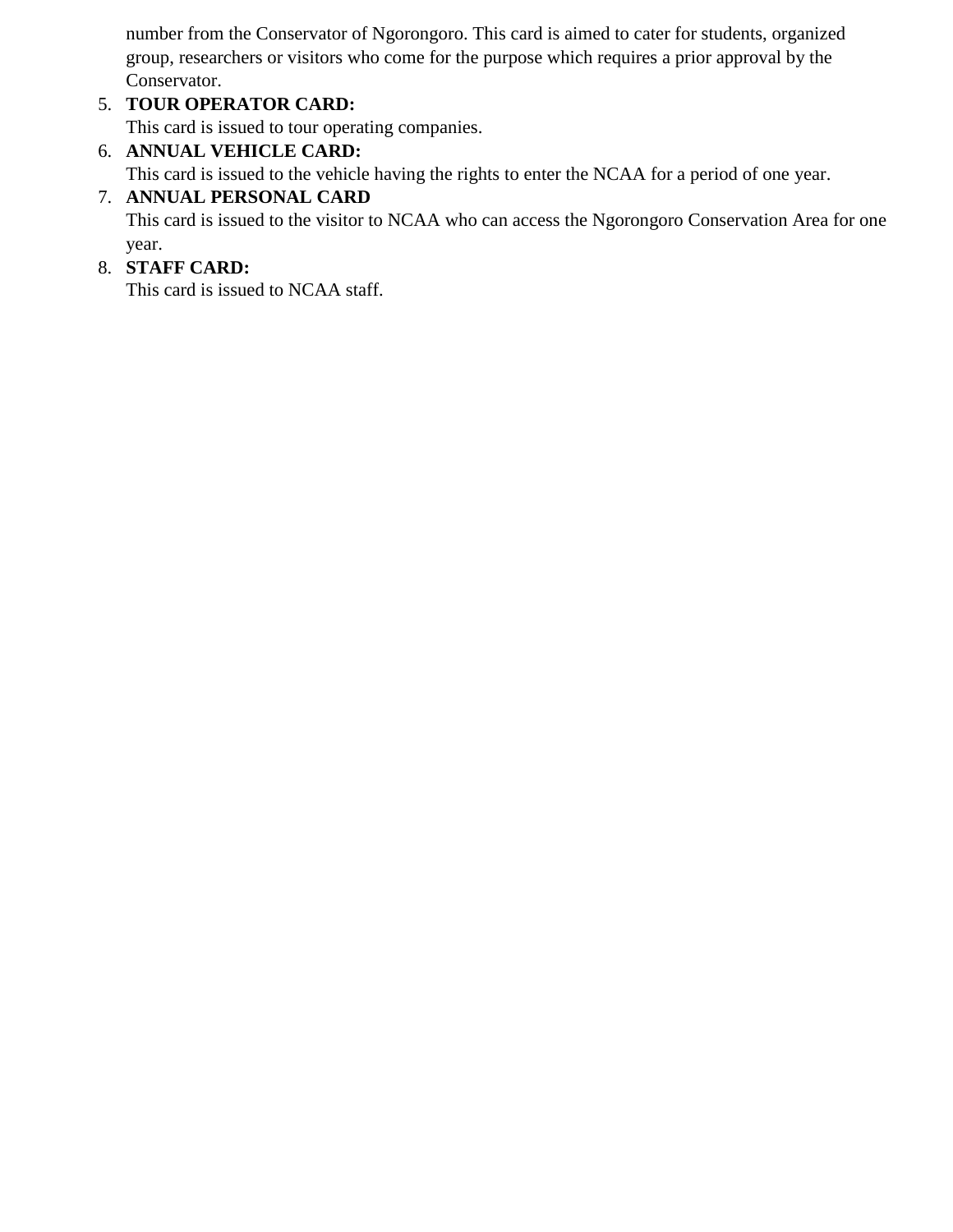number from the Conservator of Ngorongoro. This card is aimed to cater for students, organized group, researchers or visitors who come for the purpose which requires a prior approval by the Conservator.

5. **TOUR OPERATOR CARD:**
   This card is issued to tour operating companies.
6. **ANNUAL VEHICLE CARD:**
   This card is issued to the vehicle having the rights to enter the NCAA for a period of one year.
7. **ANNUAL PERSONAL CARD**
   This card is issued to the visitor to NCAA who can access the Ngorongoro Conservation Area for one year.
8. **STAFF CARD:**
   This card is issued to NCAA staff.